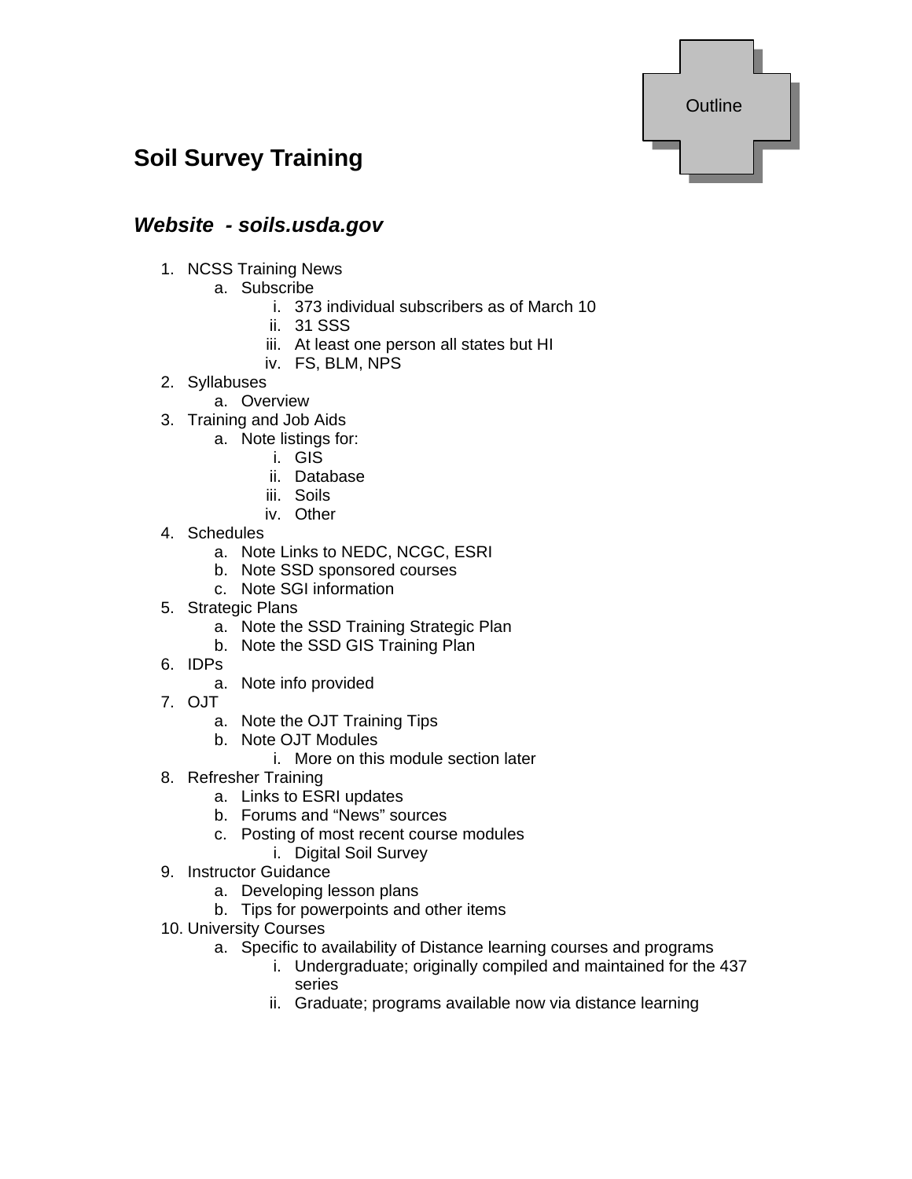Outline

# Soil Survey Training

## *Website - soils.usda.gov*

1. NCSS Training News
   - a. Subscribe
     - i. 373 individual subscribers as of March 10
     - ii. 31 SSS
     - iii. At least one person all states but HI
     - iv. FS, BLM, NPS
2. Syllabuses
   - a. Overview
3. Training and Job Aids
   - a. Note listings for:
     - i. GIS
     - ii. Database
     - iii. Soils
     - iv. Other
4. Schedules
   - a. Note Links to NEDC, NCGC, ESRI
   - b. Note SSD sponsored courses
   - c. Note SGI information
5. Strategic Plans
   - a. Note the SSD Training Strategic Plan
   - b. Note the SSD GIS Training Plan
6. IDPs
   - a. Note info provided
7. OJT
   - a. Note the OJT Training Tips
   - b. Note OJT Modules
     - i. More on this module section later
8. Refresher Training
   - a. Links to ESRI updates
   - b. Forums and "News" sources
   - c. Posting of most recent course modules
     - i. Digital Soil Survey
9. Instructor Guidance
   - a. Developing lesson plans
   - b. Tips for powerpoints and other items
10. University Courses
    - a. Specific to availability of Distance learning courses and programs
      - i. Undergraduate; originally compiled and maintained for the 437 series
      - ii. Graduate; programs available now via distance learning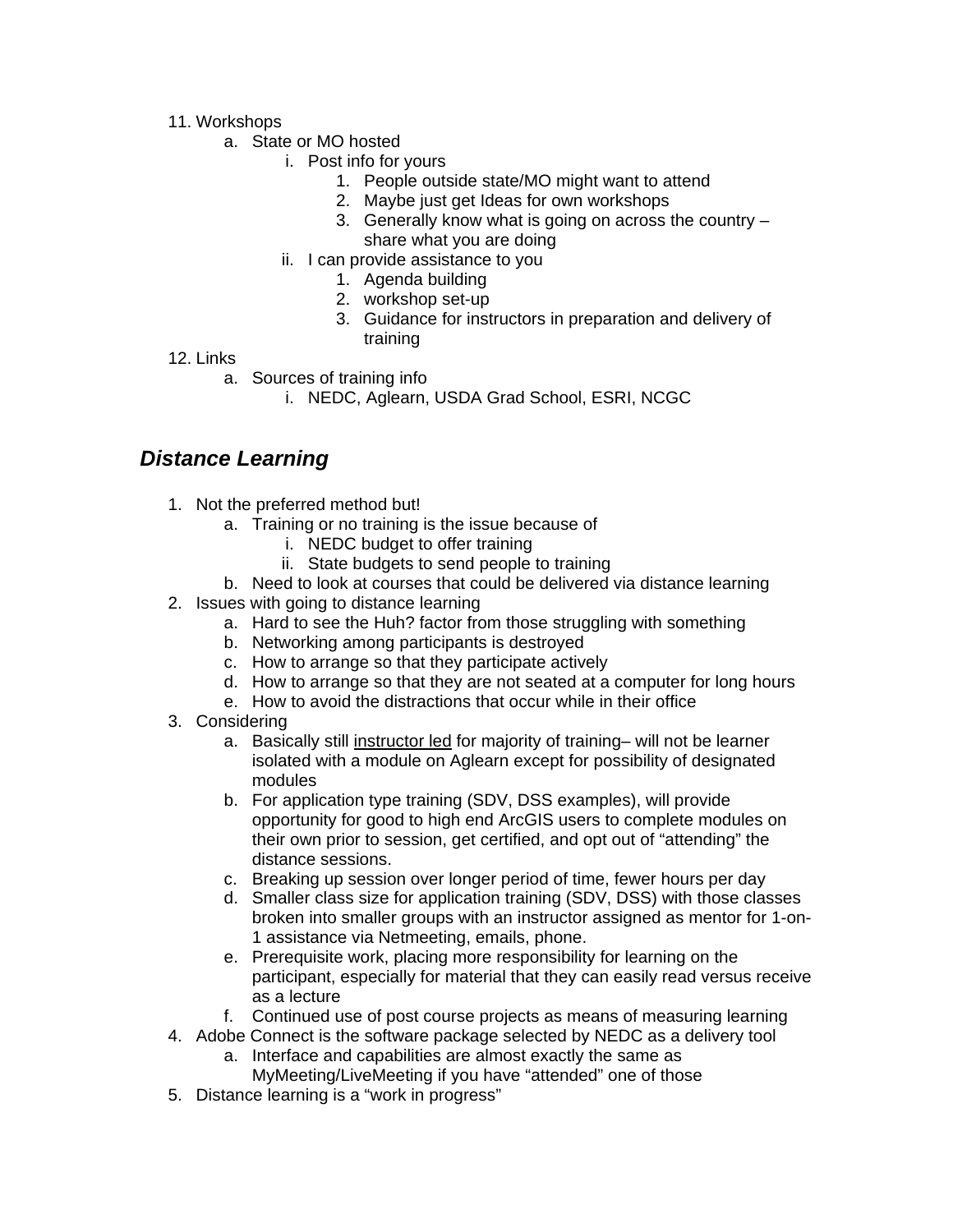11. Workshops
    a. State or MO hosted
        i. Post info for yours
            1. People outside state/MO might want to attend
            2. Maybe just get Ideas for own workshops
            3. Generally know what is going on across the country – share what you are doing
        ii. I can provide assistance to you
            1. Agenda building
            2. workshop set-up
            3. Guidance for instructors in preparation and delivery of training
12. Links
    a. Sources of training info
        i. NEDC, Aglearn, USDA Grad School, ESRI, NCGC

## *Distance Learning*

1. Not the preferred method but!
    a. Training or no training is the issue because of
        i. NEDC budget to offer training
        ii. State budgets to send people to training
    b. Need to look at courses that could be delivered via distance learning
2. Issues with going to distance learning
    a. Hard to see the Huh? factor from those struggling with something
    b. Networking among participants is destroyed
    c. How to arrange so that they participate actively
    d. How to arrange so that they are not seated at a computer for long hours
    e. How to avoid the distractions that occur while in their office
3. Considering
    a. Basically still <u>instructor led</u> for majority of training– will not be learner isolated with a module on Aglearn except for possibility of designated modules
    b. For application type training (SDV, DSS examples), will provide opportunity for good to high end ArcGIS users to complete modules on their own prior to session, get certified, and opt out of "attending" the distance sessions.
    c. Breaking up session over longer period of time, fewer hours per day
    d. Smaller class size for application training (SDV, DSS) with those classes broken into smaller groups with an instructor assigned as mentor for 1-on-1 assistance via Netmeeting, emails, phone.
    e. Prerequisite work, placing more responsibility for learning on the participant, especially for material that they can easily read versus receive as a lecture
    f. Continued use of post course projects as means of measuring learning
4. Adobe Connect is the software package selected by NEDC as a delivery tool
    a. Interface and capabilities are almost exactly the same as MyMeeting/LiveMeeting if you have "attended" one of those
5. Distance learning is a "work in progress"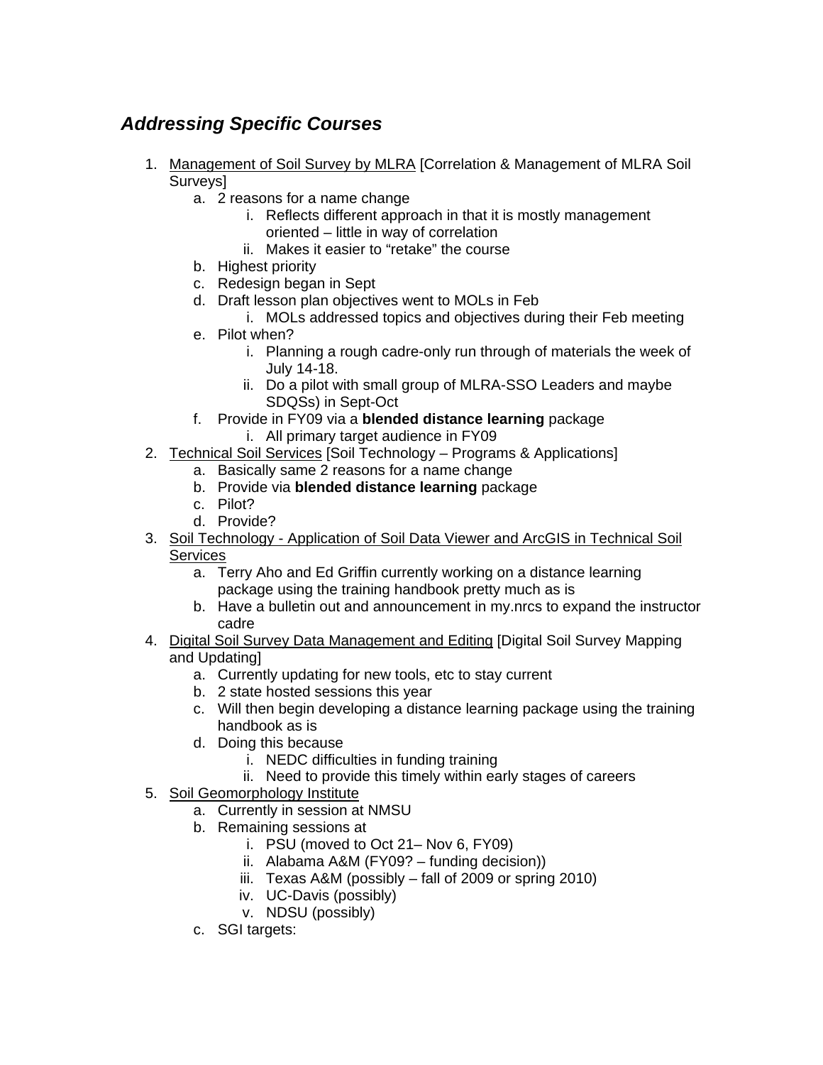## *Addressing Specific Courses*

1. <u>Management of Soil Survey by MLRA</u> [Correlation & Management of MLRA Soil Surveys]
    a. 2 reasons for a name change
        i. Reflects different approach in that it is mostly management oriented – little in way of correlation
        ii. Makes it easier to "retake" the course
    b. Highest priority
    c. Redesign began in Sept
    d. Draft lesson plan objectives went to MOLs in Feb
        i. MOLs addressed topics and objectives during their Feb meeting
    e. Pilot when?
        i. Planning a rough cadre-only run through of materials the week of July 14-18.
        ii. Do a pilot with small group of MLRA-SSO Leaders and maybe SDQSs) in Sept-Oct
    f. Provide in FY09 via a **blended distance learning** package
        i. All primary target audience in FY09
2. <u>Technical Soil Services</u> [Soil Technology – Programs & Applications]
    a. Basically same 2 reasons for a name change
    b. Provide via **blended distance learning** package
    c. Pilot?
    d. Provide?
3. <u>Soil Technology - Application of Soil Data Viewer and ArcGIS in Technical Soil Services</u>
    a. Terry Aho and Ed Griffin currently working on a distance learning package using the training handbook pretty much as is
    b. Have a bulletin out and announcement in my.nrcs to expand the instructor cadre
4. <u>Digital Soil Survey Data Management and Editing</u> [Digital Soil Survey Mapping and Updating]
    a. Currently updating for new tools, etc to stay current
    b. 2 state hosted sessions this year
    c. Will then begin developing a distance learning package using the training handbook as is
    d. Doing this because
        i. NEDC difficulties in funding training
        ii. Need to provide this timely within early stages of careers
5. <u>Soil Geomorphology Institute</u>
    a. Currently in session at NMSU
    b. Remaining sessions at
        i. PSU (moved to Oct 21– Nov 6, FY09)
        ii. Alabama A&M (FY09? – funding decision))
        iii. Texas A&M (possibly – fall of 2009 or spring 2010)
        iv. UC-Davis (possibly)
        v. NDSU (possibly)
    c. SGI targets: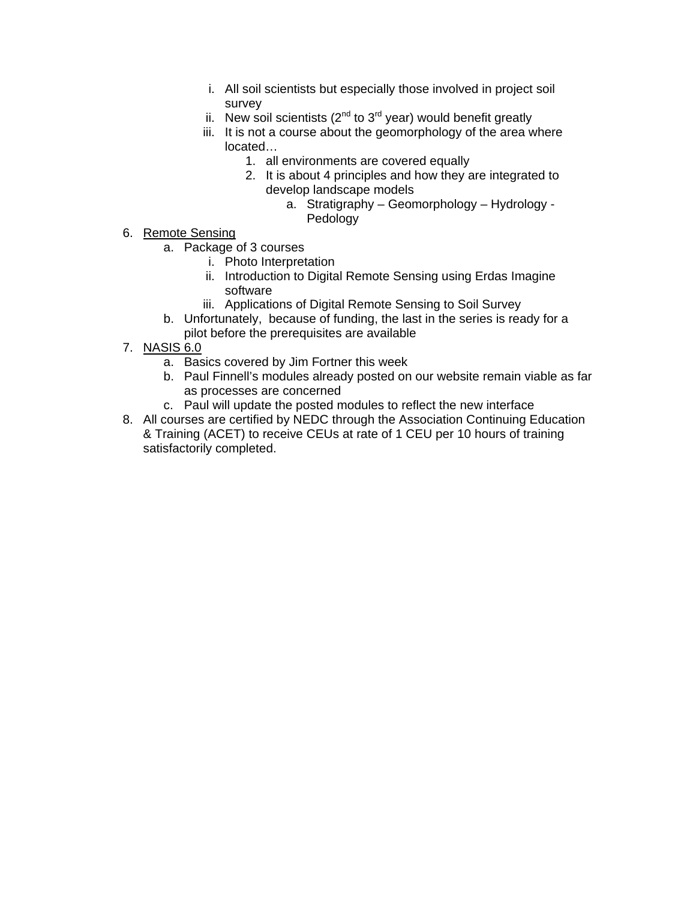i. All soil scientists but especially those involved in project soil survey
   ii. New soil scientists (2nd to 3rd year) would benefit greatly
   iii. It is not a course about the geomorphology of the area where located…
      1. all environments are covered equally
      2. It is about 4 principles and how they are integrated to develop landscape models
         a. Stratigraphy – Geomorphology – Hydrology - Pedology

6. Remote Sensing
   a. Package of 3 courses
      i. Photo Interpretation
      ii. Introduction to Digital Remote Sensing using Erdas Imagine software
      iii. Applications of Digital Remote Sensing to Soil Survey
   b. Unfortunately, because of funding, the last in the series is ready for a pilot before the prerequisites are available
7. NASIS 6.0
   a. Basics covered by Jim Fortner this week
   b. Paul Finnell's modules already posted on our website remain viable as far as processes are concerned
   c. Paul will update the posted modules to reflect the new interface
8. All courses are certified by NEDC through the Association Continuing Education & Training (ACET) to receive CEUs at rate of 1 CEU per 10 hours of training satisfactorily completed.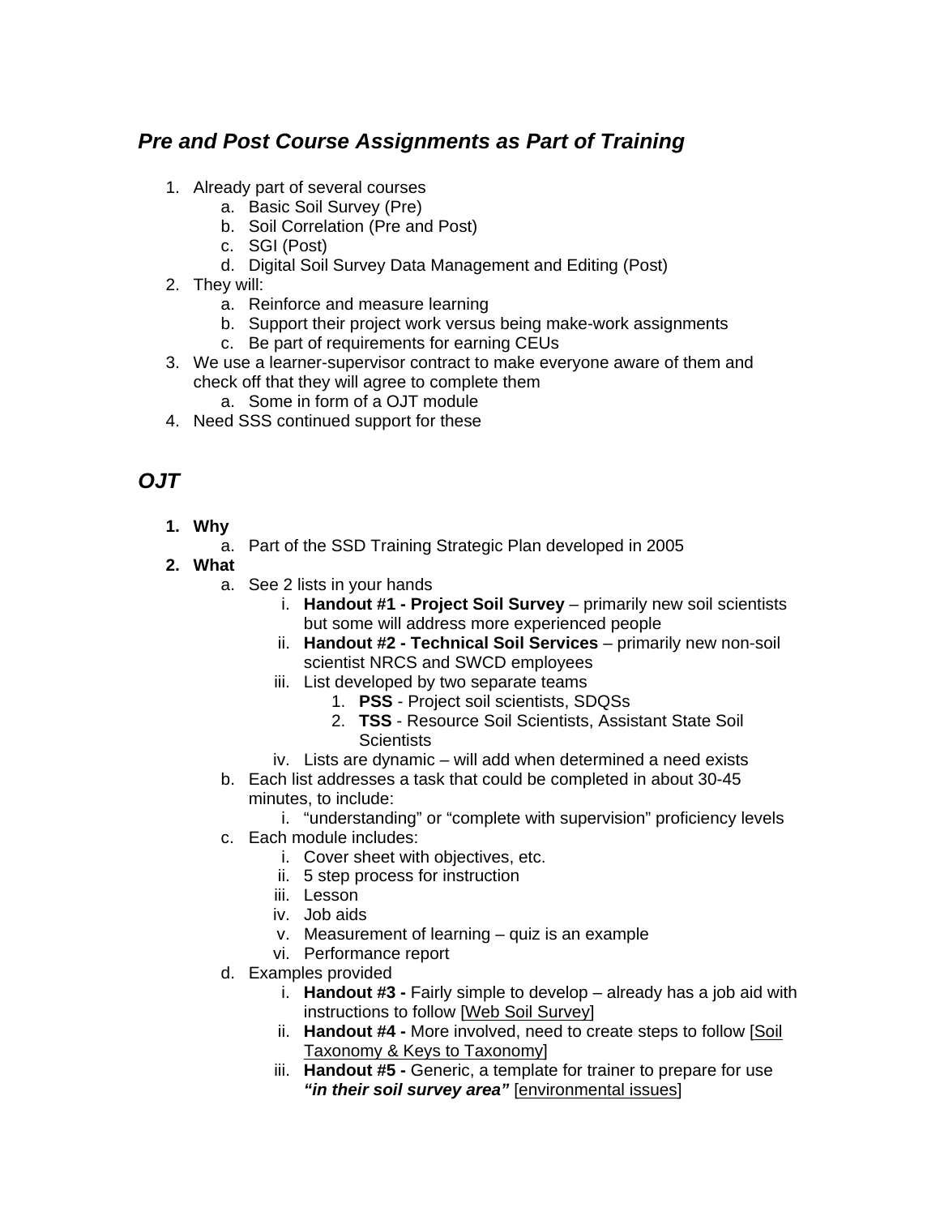## *Pre and Post Course Assignments as Part of Training*

1. Already part of several courses
   a. Basic Soil Survey (Pre)
   b. Soil Correlation (Pre and Post)
   c. SGI (Post)
   d. Digital Soil Survey Data Management and Editing (Post)
2. They will:
   a. Reinforce and measure learning
   b. Support their project work versus being make-work assignments
   c. Be part of requirements for earning CEUs
3. We use a learner-supervisor contract to make everyone aware of them and check off that they will agree to complete them
   a. Some in form of a OJT module
4. Need SSS continued support for these

## *OJT*

1. **Why**
   a. Part of the SSD Training Strategic Plan developed in 2005
2. **What**
   a. See 2 lists in your hands
      i. **Handout #1 - Project Soil Survey** – primarily new soil scientists but some will address more experienced people
      ii. **Handout #2 - Technical Soil Services** – primarily new non-soil scientist NRCS and SWCD employees
      iii. List developed by two separate teams
         1. **PSS** - Project soil scientists, SDQSs
         2. **TSS** - Resource Soil Scientists, Assistant State Soil Scientists
      iv. Lists are dynamic – will add when determined a need exists
   b. Each list addresses a task that could be completed in about 30-45 minutes, to include:
      i. "understanding" or "complete with supervision" proficiency levels
   c. Each module includes:
      i. Cover sheet with objectives, etc.
      ii. 5 step process for instruction
      iii. Lesson
      iv. Job aids
      v. Measurement of learning – quiz is an example
      vi. Performance report
   d. Examples provided
      i. **Handout #3 -** Fairly simple to develop – already has a job aid with instructions to follow [Web Soil Survey]
      ii. **Handout #4 -** More involved, need to create steps to follow [Soil Taxonomy & Keys to Taxonomy]
      iii. **Handout #5 -** Generic, a template for trainer to prepare for use ***"in their soil survey area"*** [environmental issues]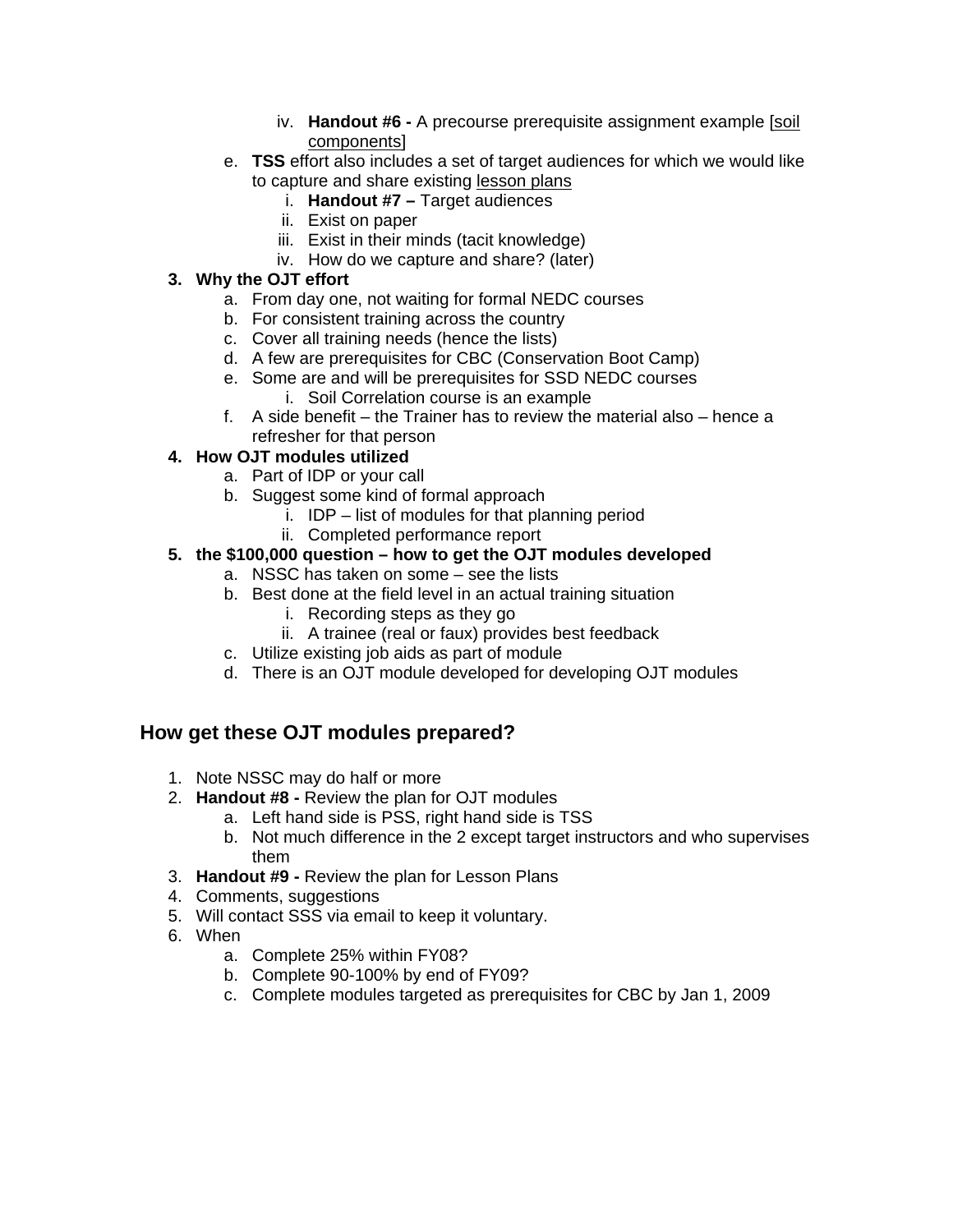iv. **Handout #6 -** A precourse prerequisite assignment example [soil components]
    e. **TSS** effort also includes a set of target audiences for which we would like to capture and share existing lesson plans
        i. **Handout #7 –** Target audiences
        ii. Exist on paper
        iii. Exist in their minds (tacit knowledge)
        iv. How do we capture and share? (later)

3. **Why the OJT effort**
    a. From day one, not waiting for formal NEDC courses
    b. For consistent training across the country
    c. Cover all training needs (hence the lists)
    d. A few are prerequisites for CBC (Conservation Boot Camp)
    e. Some are and will be prerequisites for SSD NEDC courses
        i. Soil Correlation course is an example
    f. A side benefit – the Trainer has to review the material also – hence a refresher for that person
4. **How OJT modules utilized**
    a. Part of IDP or your call
    b. Suggest some kind of formal approach
        i. IDP – list of modules for that planning period
        ii. Completed performance report
5. **the $100,000 question – how to get the OJT modules developed**
    a. NSSC has taken on some – see the lists
    b. Best done at the field level in an actual training situation
        i. Recording steps as they go
        ii. A trainee (real or faux) provides best feedback
    c. Utilize existing job aids as part of module
    d. There is an OJT module developed for developing OJT modules

## How get these OJT modules prepared?

1. Note NSSC may do half or more
2. **Handout #8 -** Review the plan for OJT modules
    a. Left hand side is PSS, right hand side is TSS
    b. Not much difference in the 2 except target instructors and who supervises them
3. **Handout #9 -** Review the plan for Lesson Plans
4. Comments, suggestions
5. Will contact SSS via email to keep it voluntary.
6. When
    a. Complete 25% within FY08?
    b. Complete 90-100% by end of FY09?
    c. Complete modules targeted as prerequisites for CBC by Jan 1, 2009